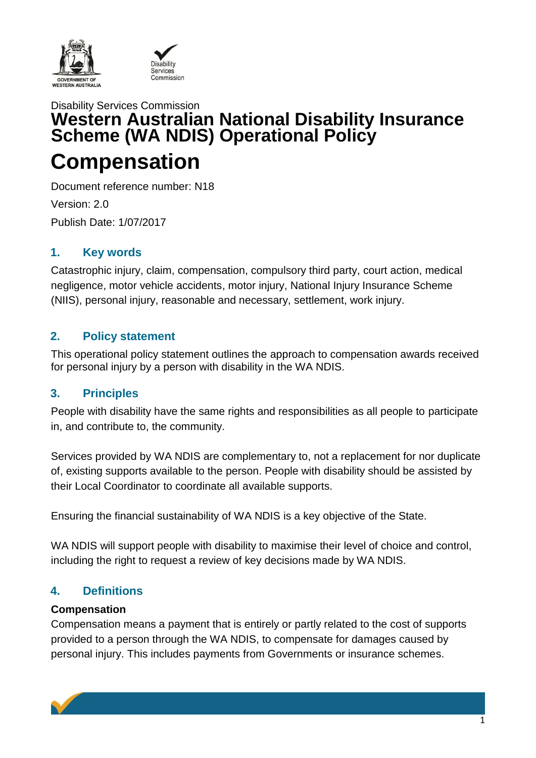Disability Services Commission

# Western Australian National Disability Insurance Scheme (WA NDIS) Operational Policy

# Compensation

Document reference number: N18

Version: 2.0

Publish Date: 1/07/2017

## 1. Key words

Catastrophic injury, claim, compensation, compulsory third party, court action, medical negligence, motor vehicle accidents, motor injury, National Injury Insurance Scheme (NIIS), personal injury, reasonable and necessary, settlement, work injury.

## 2. Policy statement

This operational policy statement outlines the approach to compensation awards received for personal injury by a person with disability in the WA NDIS.

## 3. Principles

People with disability have the same rights and responsibilities as all people to participate in, and contribute to, the community.

Services provided by WA NDIS are complementary to, not a replacement for nor duplicate of, existing supports available to the person. People with disability should be assisted by their Local Coordinator to coordinate all available supports.

Ensuring the financial sustainability of WA NDIS is a key objective of the State.

WA NDIS will support people with disability to maximise their level of choice and control, including the right to request a review of key decisions made by WA NDIS.

## 4. Definitions

**Compensation**

Compensation means a payment that is entirely or partly related to the cost of supports provided to a person through the WA NDIS, to compensate for damages caused by personal injury. This includes payments from Governments or insurance schemes.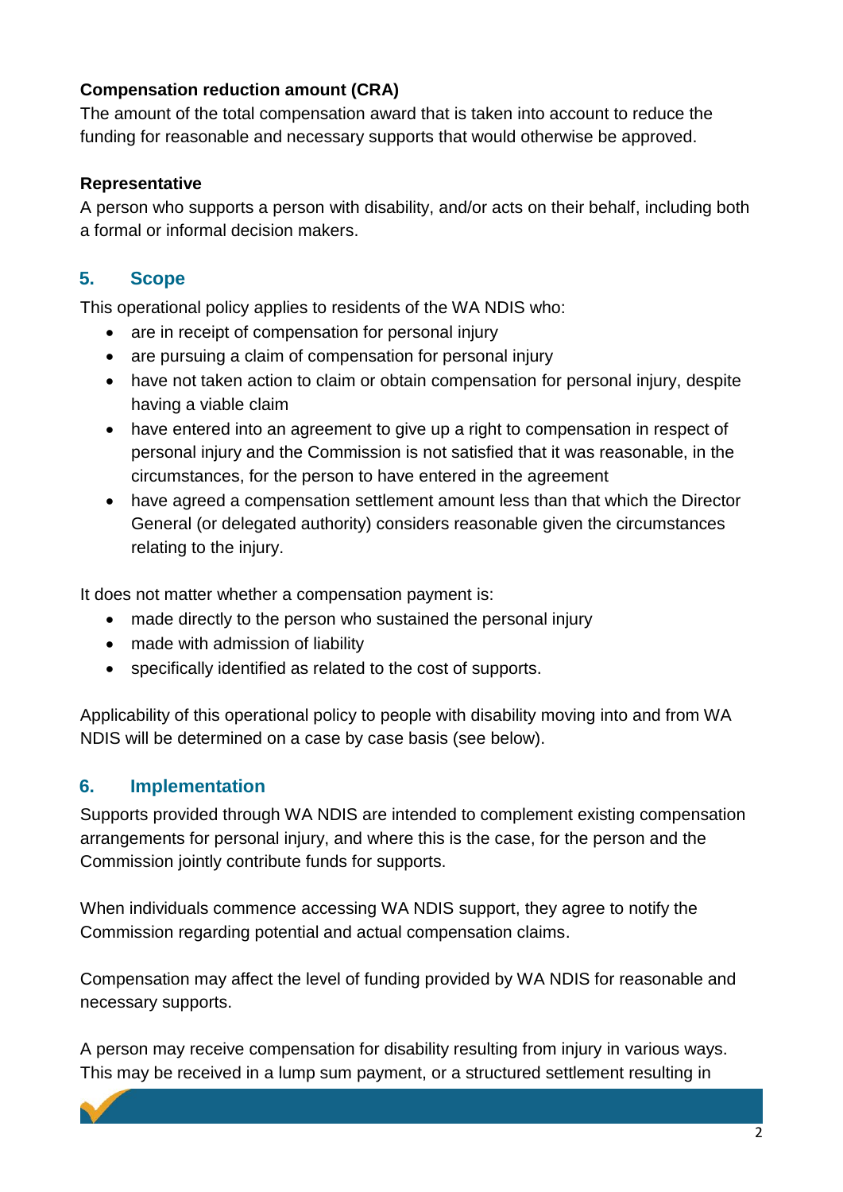**Compensation reduction amount (CRA)**
The amount of the total compensation award that is taken into account to reduce the funding for reasonable and necessary supports that would otherwise be approved.

**Representative**
A person who supports a person with disability, and/or acts on their behalf, including both a formal or informal decision makers.

## 5. Scope

This operational policy applies to residents of the WA NDIS who:

- are in receipt of compensation for personal injury
- are pursuing a claim of compensation for personal injury
- have not taken action to claim or obtain compensation for personal injury, despite having a viable claim
- have entered into an agreement to give up a right to compensation in respect of personal injury and the Commission is not satisfied that it was reasonable, in the circumstances, for the person to have entered in the agreement
- have agreed a compensation settlement amount less than that which the Director General (or delegated authority) considers reasonable given the circumstances relating to the injury.

It does not matter whether a compensation payment is:

- made directly to the person who sustained the personal injury
- made with admission of liability
- specifically identified as related to the cost of supports.

Applicability of this operational policy to people with disability moving into and from WA NDIS will be determined on a case by case basis (see below).

## 6. Implementation

Supports provided through WA NDIS are intended to complement existing compensation arrangements for personal injury, and where this is the case, for the person and the Commission jointly contribute funds for supports.

When individuals commence accessing WA NDIS support, they agree to notify the Commission regarding potential and actual compensation claims.

Compensation may affect the level of funding provided by WA NDIS for reasonable and necessary supports.

A person may receive compensation for disability resulting from injury in various ways. This may be received in a lump sum payment, or a structured settlement resulting in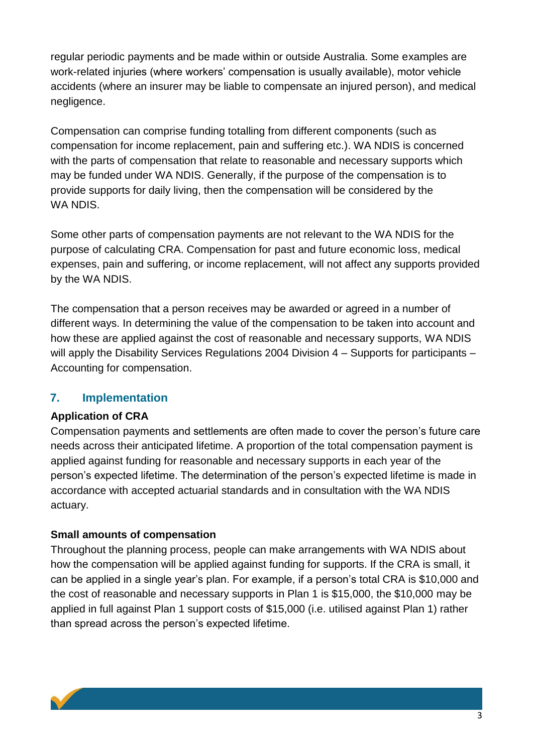regular periodic payments and be made within or outside Australia. Some examples are work-related injuries (where workers' compensation is usually available), motor vehicle accidents (where an insurer may be liable to compensate an injured person), and medical negligence.

Compensation can comprise funding totalling from different components (such as compensation for income replacement, pain and suffering etc.). WA NDIS is concerned with the parts of compensation that relate to reasonable and necessary supports which may be funded under WA NDIS. Generally, if the purpose of the compensation is to provide supports for daily living, then the compensation will be considered by the WA NDIS.

Some other parts of compensation payments are not relevant to the WA NDIS for the purpose of calculating CRA. Compensation for past and future economic loss, medical expenses, pain and suffering, or income replacement, will not affect any supports provided by the WA NDIS.

The compensation that a person receives may be awarded or agreed in a number of different ways. In determining the value of the compensation to be taken into account and how these are applied against the cost of reasonable and necessary supports, WA NDIS will apply the Disability Services Regulations 2004 Division 4 – Supports for participants – Accounting for compensation.

## 7. Implementation

**Application of CRA**

Compensation payments and settlements are often made to cover the person's future care needs across their anticipated lifetime. A proportion of the total compensation payment is applied against funding for reasonable and necessary supports in each year of the person's expected lifetime. The determination of the person's expected lifetime is made in accordance with accepted actuarial standards and in consultation with the WA NDIS actuary.

**Small amounts of compensation**

Throughout the planning process, people can make arrangements with WA NDIS about how the compensation will be applied against funding for supports. If the CRA is small, it can be applied in a single year's plan. For example, if a person's total CRA is $10,000 and the cost of reasonable and necessary supports in Plan 1 is $15,000, the $10,000 may be applied in full against Plan 1 support costs of $15,000 (i.e. utilised against Plan 1) rather than spread across the person's expected lifetime.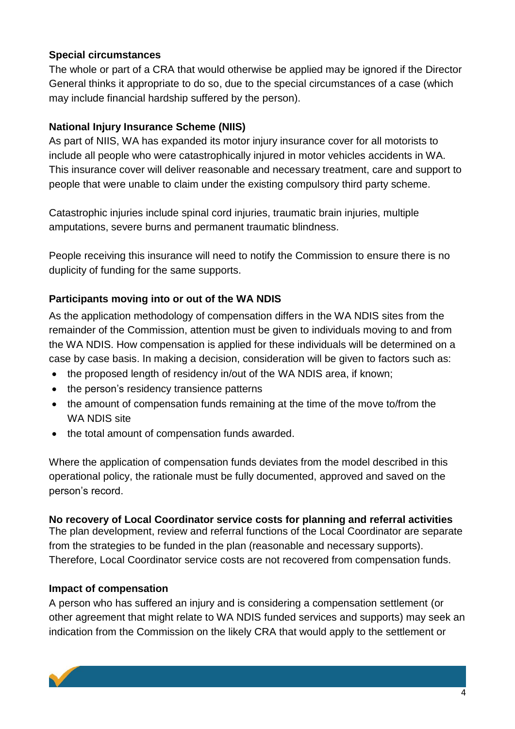**Special circumstances**

The whole or part of a CRA that would otherwise be applied may be ignored if the Director General thinks it appropriate to do so, due to the special circumstances of a case (which may include financial hardship suffered by the person).

**National Injury Insurance Scheme (NIIS)**

As part of NIIS, WA has expanded its motor injury insurance cover for all motorists to include all people who were catastrophically injured in motor vehicles accidents in WA. This insurance cover will deliver reasonable and necessary treatment, care and support to people that were unable to claim under the existing compulsory third party scheme.

Catastrophic injuries include spinal cord injuries, traumatic brain injuries, multiple amputations, severe burns and permanent traumatic blindness.

People receiving this insurance will need to notify the Commission to ensure there is no duplicity of funding for the same supports.

**Participants moving into or out of the WA NDIS**

As the application methodology of compensation differs in the WA NDIS sites from the remainder of the Commission, attention must be given to individuals moving to and from the WA NDIS. How compensation is applied for these individuals will be determined on a case by case basis. In making a decision, consideration will be given to factors such as:

- the proposed length of residency in/out of the WA NDIS area, if known;
- the person's residency transience patterns
- the amount of compensation funds remaining at the time of the move to/from the WA NDIS site
- the total amount of compensation funds awarded.

Where the application of compensation funds deviates from the model described in this operational policy, the rationale must be fully documented, approved and saved on the person's record.

**No recovery of Local Coordinator service costs for planning and referral activities**

The plan development, review and referral functions of the Local Coordinator are separate from the strategies to be funded in the plan (reasonable and necessary supports). Therefore, Local Coordinator service costs are not recovered from compensation funds.

**Impact of compensation**

A person who has suffered an injury and is considering a compensation settlement (or other agreement that might relate to WA NDIS funded services and supports) may seek an indication from the Commission on the likely CRA that would apply to the settlement or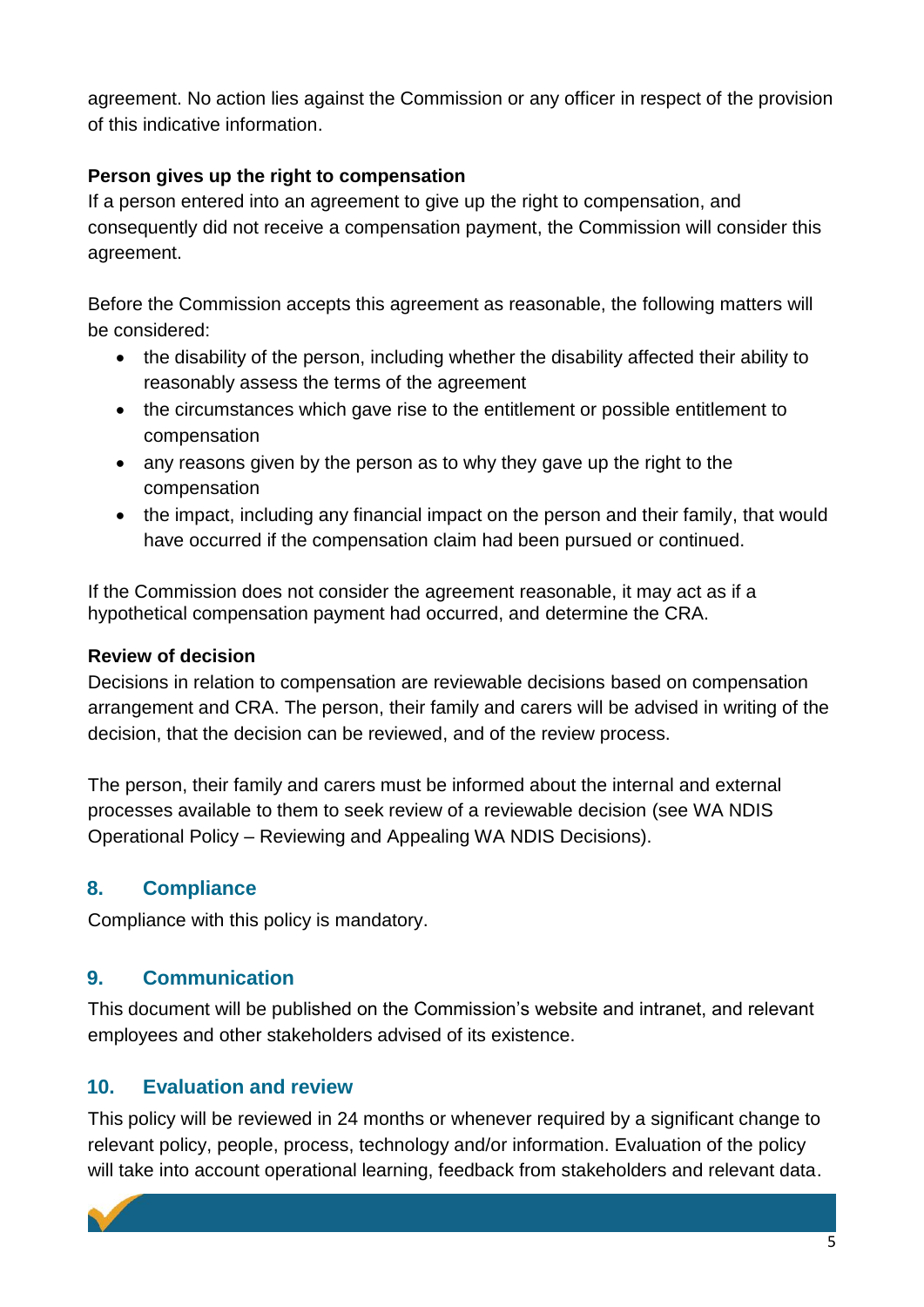agreement. No action lies against the Commission or any officer in respect of the provision of this indicative information.

**Person gives up the right to compensation**

If a person entered into an agreement to give up the right to compensation, and consequently did not receive a compensation payment, the Commission will consider this agreement.

Before the Commission accepts this agreement as reasonable, the following matters will be considered:

- the disability of the person, including whether the disability affected their ability to reasonably assess the terms of the agreement
- the circumstances which gave rise to the entitlement or possible entitlement to compensation
- any reasons given by the person as to why they gave up the right to the compensation
- the impact, including any financial impact on the person and their family, that would have occurred if the compensation claim had been pursued or continued.

If the Commission does not consider the agreement reasonable, it may act as if a hypothetical compensation payment had occurred, and determine the CRA.

**Review of decision**

Decisions in relation to compensation are reviewable decisions based on compensation arrangement and CRA. The person, their family and carers will be advised in writing of the decision, that the decision can be reviewed, and of the review process.

The person, their family and carers must be informed about the internal and external processes available to them to seek review of a reviewable decision (see WA NDIS Operational Policy – Reviewing and Appealing WA NDIS Decisions).

## 8. Compliance

Compliance with this policy is mandatory.

## 9. Communication

This document will be published on the Commission's website and intranet, and relevant employees and other stakeholders advised of its existence.

## 10. Evaluation and review

This policy will be reviewed in 24 months or whenever required by a significant change to relevant policy, people, process, technology and/or information. Evaluation of the policy will take into account operational learning, feedback from stakeholders and relevant data.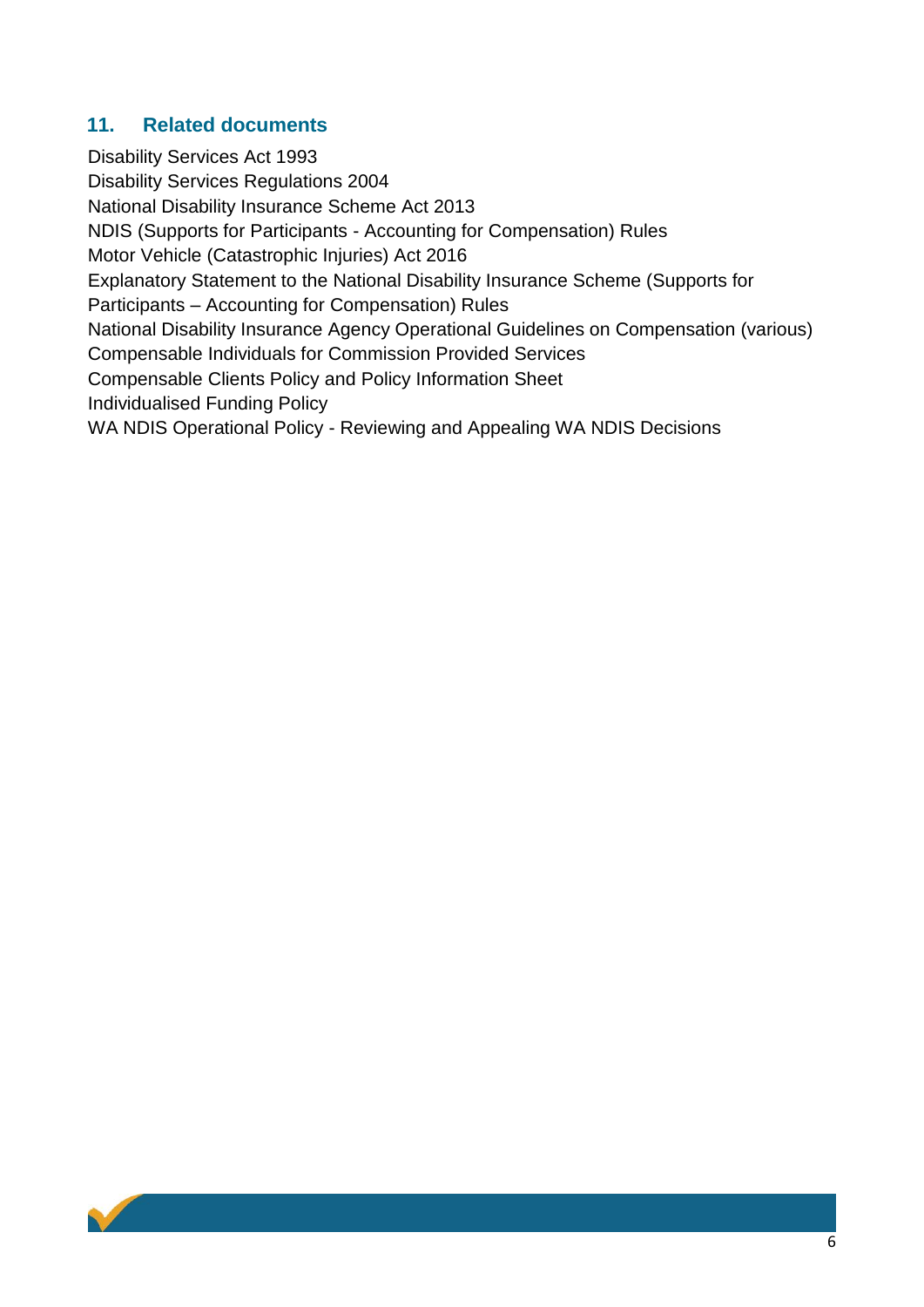## 11. Related documents

Disability Services Act 1993
Disability Services Regulations 2004
National Disability Insurance Scheme Act 2013
NDIS (Supports for Participants - Accounting for Compensation) Rules
Motor Vehicle (Catastrophic Injuries) Act 2016
Explanatory Statement to the National Disability Insurance Scheme (Supports for Participants – Accounting for Compensation) Rules
National Disability Insurance Agency Operational Guidelines on Compensation (various)
Compensable Individuals for Commission Provided Services
Compensable Clients Policy and Policy Information Sheet
Individualised Funding Policy
WA NDIS Operational Policy - Reviewing and Appealing WA NDIS Decisions